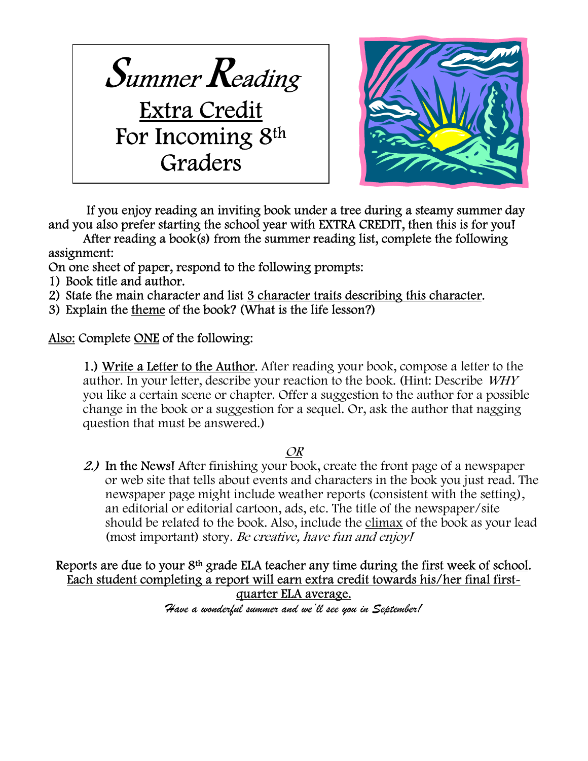# *Summer Reading*

## Extra Credit For Incoming 8th Graders

If you enjoy reading an inviting book under a tree during a steamy summer day and you also prefer starting the school year with EXTRA CREDIT, then this is for you!

After reading a book(s) from the summer reading list, complete the following assignment:

On one sheet of paper, respond to the following prompts:

1) Book title and author.
2) State the main character and list 3 character traits describing this character.
3) Explain the theme of the book? (What is the life lesson?)

Also: Complete ONE of the following:

1.) Write a Letter to the Author. After reading your book, compose a letter to the author. In your letter, describe your reaction to the book. (Hint: Describe *WHY* you like a certain scene or chapter. Offer a suggestion to the author for a possible change in the book or a suggestion for a sequel. Or, ask the author that nagging question that must be answered.)

*OR*

*2.)* In the News! After finishing your book, create the front page of a newspaper or web site that tells about events and characters in the book you just read. The newspaper page might include weather reports (consistent with the setting), an editorial or editorial cartoon, ads, etc. The title of the newspaper/site should be related to the book. Also, include the climax of the book as your lead (most important) story. *Be creative, have fun and enjoy!*

Reports are due to your 8th grade ELA teacher any time during the first week of school. Each student completing a report will earn extra credit towards his/her final first-quarter ELA average.

***Have a wonderful summer and we'll see you in September!***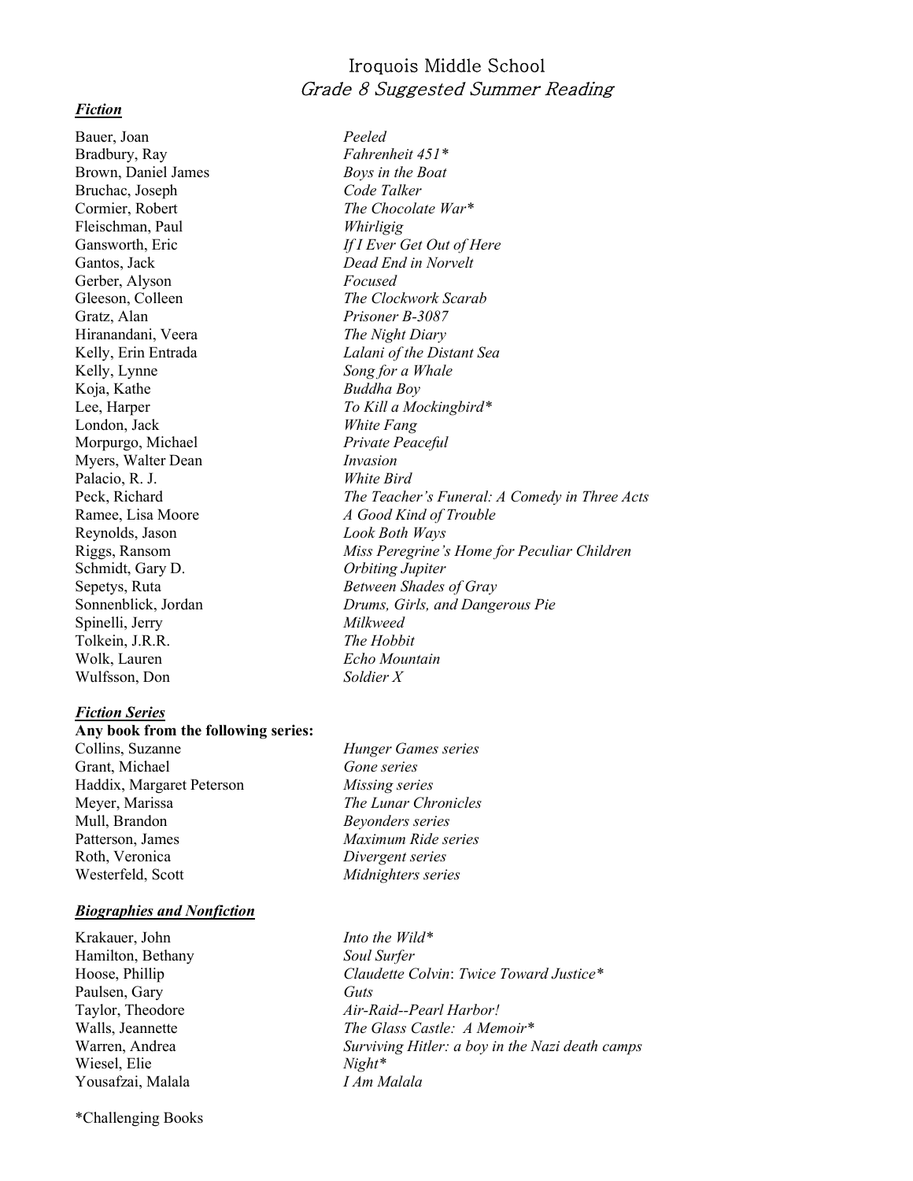# Iroquois Middle School
## *Grade 8 Suggested Summer Reading*

### ***Fiction***

| | |
|---|---|
| Bauer, Joan | *Peeled* |
| Bradbury, Ray | *Fahrenheit 451** |
| Brown, Daniel James | *Boys in the Boat* |
| Bruchac, Joseph | *Code Talker* |
| Cormier, Robert | *The Chocolate War** |
| Fleischman, Paul | *Whirligig* |
| Gansworth, Eric | *If I Ever Get Out of Here* |
| Gantos, Jack | *Dead End in Norvelt* |
| Gerber, Alyson | *Focused* |
| Gleeson, Colleen | *The Clockwork Scarab* |
| Gratz, Alan | *Prisoner B-3087* |
| Hiranandani, Veera | *The Night Diary* |
| Kelly, Erin Entrada | *Lalani of the Distant Sea* |
| Kelly, Lynne | *Song for a Whale* |
| Koja, Kathe | *Buddha Boy* |
| Lee, Harper | *To Kill a Mockingbird** |
| London, Jack | *White Fang* |
| Morpurgo, Michael | *Private Peaceful* |
| Myers, Walter Dean | *Invasion* |
| Palacio, R. J. | *White Bird* |
| Peck, Richard | *The Teacher's Funeral: A Comedy in Three Acts* |
| Ramee, Lisa Moore | *A Good Kind of Trouble* |
| Reynolds, Jason | *Look Both Ways* |
| Riggs, Ransom | *Miss Peregrine's Home for Peculiar Children* |
| Schmidt, Gary D. | *Orbiting Jupiter* |
| Sepetys, Ruta | *Between Shades of Gray* |
| Sonnenblick, Jordan | *Drums, Girls, and Dangerous Pie* |
| Spinelli, Jerry | *Milkweed* |
| Tolkein, J.R.R. | *The Hobbit* |
| Wolk, Lauren | *Echo Mountain* |
| Wulfsson, Don | *Soldier X* |

### ***Fiction Series***

**Any book from the following series:**

| | |
|---|---|
| Collins, Suzanne | *Hunger Games series* |
| Grant, Michael | *Gone series* |
| Haddix, Margaret Peterson | *Missing series* |
| Meyer, Marissa | *The Lunar Chronicles* |
| Mull, Brandon | *Beyonders series* |
| Patterson, James | *Maximum Ride series* |
| Roth, Veronica | *Divergent series* |
| Westerfeld, Scott | *Midnighters series* |

### ***Biographies and Nonfiction***

| | |
|---|---|
| Krakauer, John | *Into the Wild** |
| Hamilton, Bethany | *Soul Surfer* |
| Hoose, Phillip | *Claudette Colvin: Twice Toward Justice** |
| Paulsen, Gary | *Guts* |
| Taylor, Theodore | *Air-Raid--Pearl Harbor!* |
| Walls, Jeannette | *The Glass Castle: A Memoir** |
| Warren, Andrea | *Surviving Hitler: a boy in the Nazi death camps* |
| Wiesel, Elie | *Night** |
| Yousafzai, Malala | *I Am Malala* |

*Challenging Books